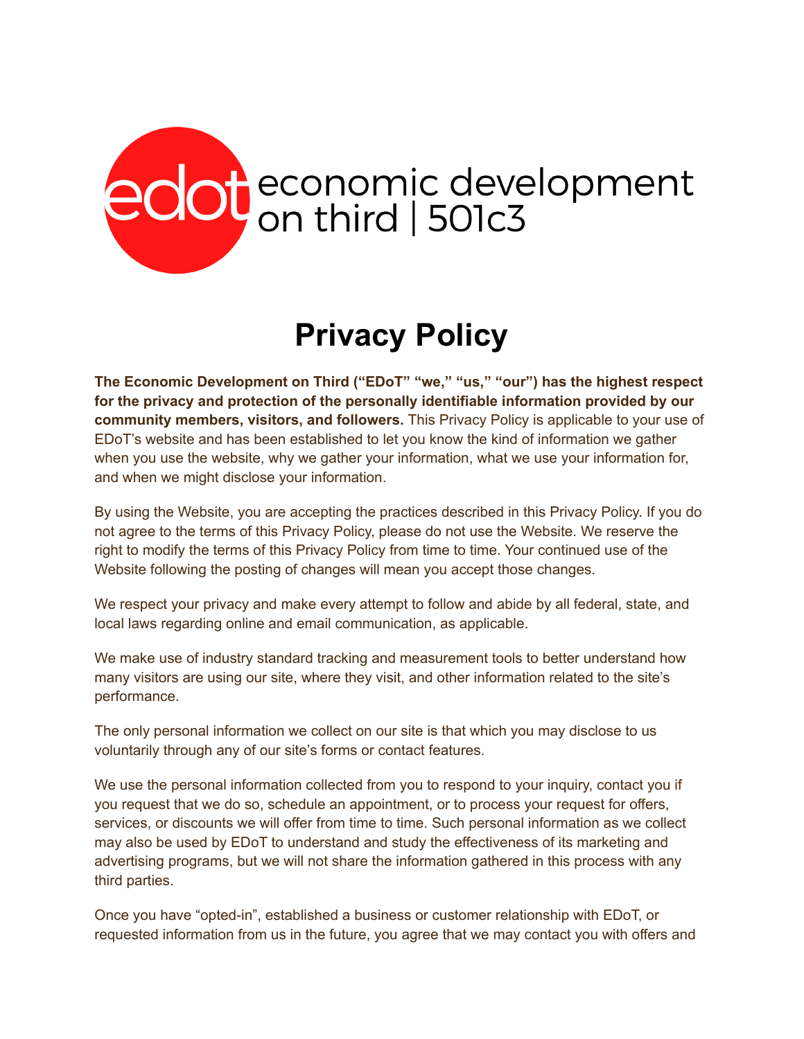edot economic development on third | 501c3

# Privacy Policy

**The Economic Development on Third ("EDoT" "we," "us," "our") has the highest respect for the privacy and protection of the personally identifiable information provided by our community members, visitors, and followers.** This Privacy Policy is applicable to your use of EDoT's website and has been established to let you know the kind of information we gather when you use the website, why we gather your information, what we use your information for, and when we might disclose your information.

By using the Website, you are accepting the practices described in this Privacy Policy. If you do not agree to the terms of this Privacy Policy, please do not use the Website. We reserve the right to modify the terms of this Privacy Policy from time to time. Your continued use of the Website following the posting of changes will mean you accept those changes.

We respect your privacy and make every attempt to follow and abide by all federal, state, and local laws regarding online and email communication, as applicable.

We make use of industry standard tracking and measurement tools to better understand how many visitors are using our site, where they visit, and other information related to the site's performance.

The only personal information we collect on our site is that which you may disclose to us voluntarily through any of our site's forms or contact features.

We use the personal information collected from you to respond to your inquiry, contact you if you request that we do so, schedule an appointment, or to process your request for offers, services, or discounts we will offer from time to time. Such personal information as we collect may also be used by EDoT to understand and study the effectiveness of its marketing and advertising programs, but we will not share the information gathered in this process with any third parties.

Once you have "opted-in", established a business or customer relationship with EDoT, or requested information from us in the future, you agree that we may contact you with offers and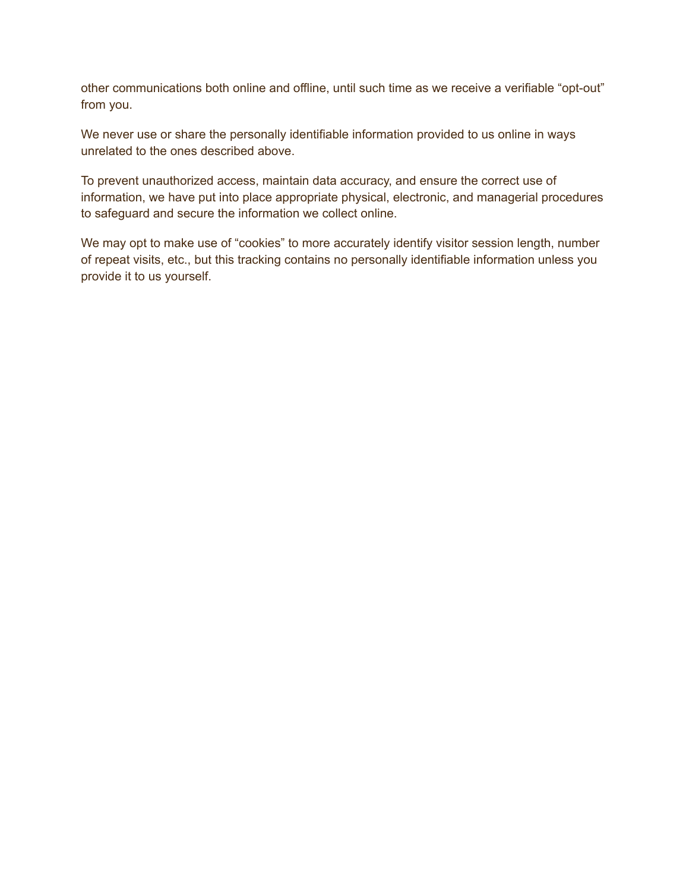other communications both online and offline, until such time as we receive a verifiable “opt-out” from you.

We never use or share the personally identifiable information provided to us online in ways unrelated to the ones described above.

To prevent unauthorized access, maintain data accuracy, and ensure the correct use of information, we have put into place appropriate physical, electronic, and managerial procedures to safeguard and secure the information we collect online.

We may opt to make use of “cookies” to more accurately identify visitor session length, number of repeat visits, etc., but this tracking contains no personally identifiable information unless you provide it to us yourself.